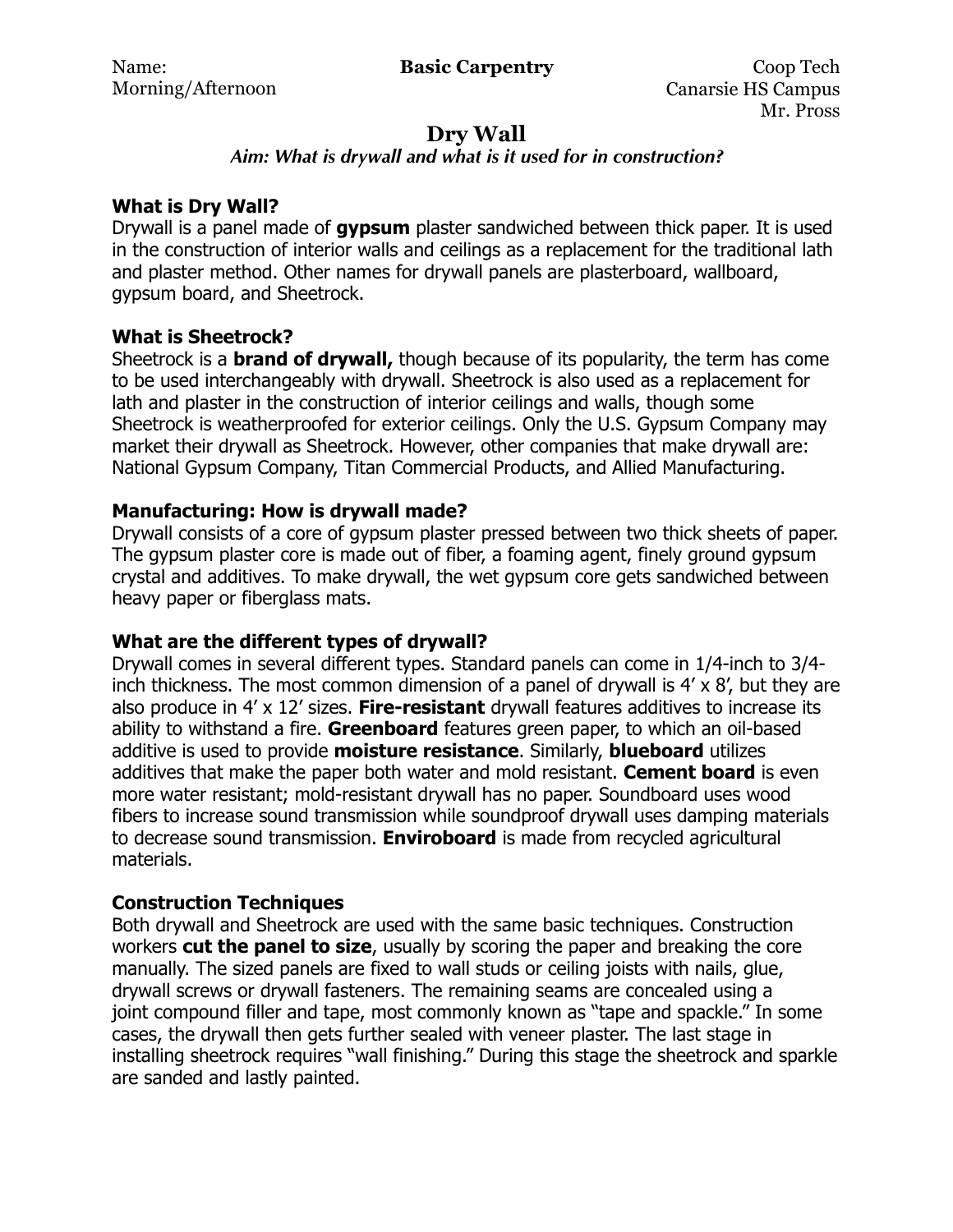Name: **Basic Carpentry** Coop Tech
Morning/Afternoon Canarsie HS Campus
Mr. Pross

# Dry Wall

***Aim: What is drywall and what is it used for in construction?***

### What is Dry Wall?

Drywall is a panel made of **gypsum** plaster sandwiched between thick paper. It is used in the construction of interior walls and ceilings as a replacement for the traditional lath and plaster method. Other names for drywall panels are plasterboard, wallboard, gypsum board, and Sheetrock.

### What is Sheetrock?

Sheetrock is a **brand of drywall,** though because of its popularity, the term has come to be used interchangeably with drywall. Sheetrock is also used as a replacement for lath and plaster in the construction of interior ceilings and walls, though some Sheetrock is weatherproofed for exterior ceilings. Only the U.S. Gypsum Company may market their drywall as Sheetrock. However, other companies that make drywall are: National Gypsum Company, Titan Commercial Products, and Allied Manufacturing.

### Manufacturing: How is drywall made?

Drywall consists of a core of gypsum plaster pressed between two thick sheets of paper. The gypsum plaster core is made out of fiber, a foaming agent, finely ground gypsum crystal and additives. To make drywall, the wet gypsum core gets sandwiched between heavy paper or fiberglass mats.

### What are the different types of drywall?

Drywall comes in several different types. Standard panels can come in 1/4-inch to 3/4-inch thickness. The most common dimension of a panel of drywall is 4′ x 8′, but they are also produce in 4′ x 12′ sizes. **Fire-resistant** drywall features additives to increase its ability to withstand a fire. **Greenboard** features green paper, to which an oil-based additive is used to provide **moisture resistance**. Similarly, **blueboard** utilizes additives that make the paper both water and mold resistant. **Cement board** is even more water resistant; mold-resistant drywall has no paper. Soundboard uses wood fibers to increase sound transmission while soundproof drywall uses damping materials to decrease sound transmission. **Enviroboard** is made from recycled agricultural materials.

### Construction Techniques

Both drywall and Sheetrock are used with the same basic techniques. Construction workers **cut the panel to size**, usually by scoring the paper and breaking the core manually. The sized panels are fixed to wall studs or ceiling joists with nails, glue, drywall screws or drywall fasteners. The remaining seams are concealed using a joint compound filler and tape, most commonly known as "tape and spackle." In some cases, the drywall then gets further sealed with veneer plaster. The last stage in installing sheetrock requires "wall finishing." During this stage the sheetrock and sparkle are sanded and lastly painted.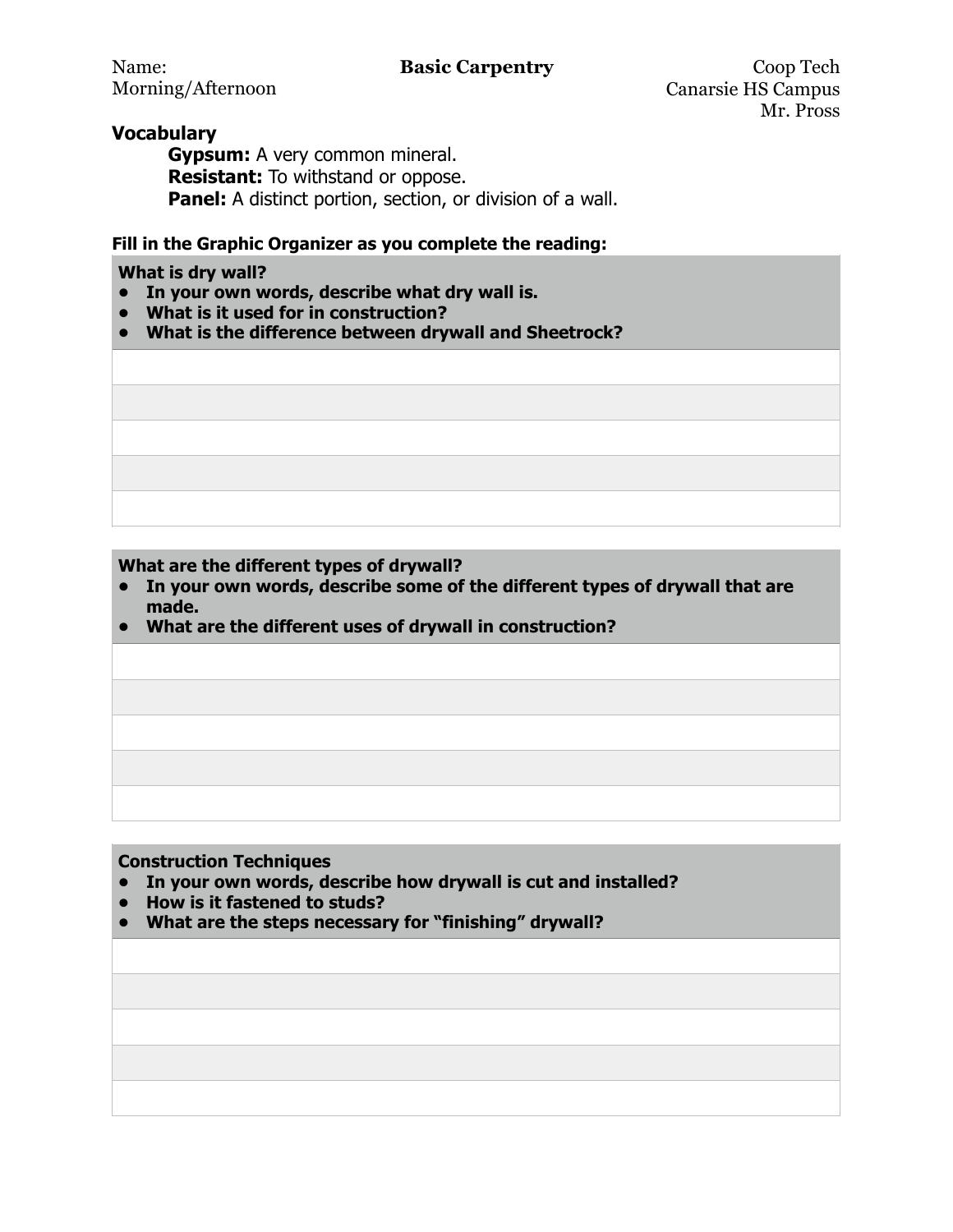Name:
Morning/Afternoon

**Basic Carpentry**

Coop Tech
Canarsie HS Campus
Mr. Pross

### Vocabulary

**Gypsum:** A very common mineral.
**Resistant:** To withstand or oppose.
**Panel:** A distinct portion, section, or division of a wall.

**Fill in the Graphic Organizer as you complete the reading:**

| **What is dry wall?**<br>• **In your own words, describe what dry wall is.**<br>• **What is it used for in construction?**<br>• **What is the difference between drywall and Sheetrock?** |
| --- |
| |
| |
| |
| |
| |

| **What are the different types of drywall?**<br>• **In your own words, describe some of the different types of drywall that are made.**<br>• **What are the different uses of drywall in construction?** |
| --- |
| |
| |
| |
| |
| |

| **Construction Techniques**<br>• **In your own words, describe how drywall is cut and installed?**<br>• **How is it fastened to studs?**<br>• **What are the steps necessary for "finishing" drywall?** |
| --- |
| |
| |
| |
| |
| |